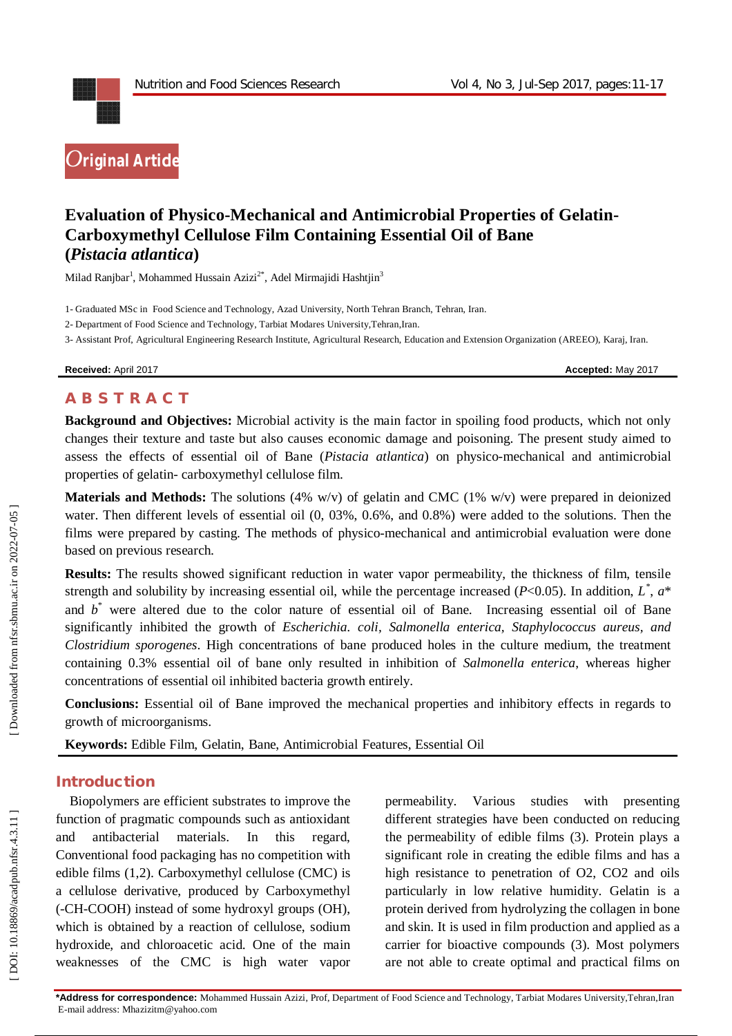Original Article

# Evaluation of Physico-Mechanical and Antimicrobial Properties of Gelatin-Carboxymethyl Cellulose Film Containing Essential Oil of Bane (*Pistacia atlantica*)

Milad Ranjbar[1], Mohammed Hussain Azizi[2*], Adel Mirmajidi Hashtjin[3]

1- Graduated MSc in Food Science and Technology, Azad University, North Tehran Branch, Tehran, Iran.

2- Department of Food Science and Technology, Tarbiat Modares University,Tehran,Iran.

3- Assistant Prof, Agricultural Engineering Research Institute, Agricultural Research, Education and Extension Organization (AREEO), Karaj, Iran.

**Received:** April 2017 **Accepted:** May 2017

## ABSTRACT

**Background and Objectives:** Microbial activity is the main factor in spoiling food products, which not only changes their texture and taste but also causes economic damage and poisoning. The present study aimed to assess the effects of essential oil of Bane (*Pistacia atlantica*) on physico-mechanical and antimicrobial properties of gelatin- carboxymethyl cellulose film.

**Materials and Methods:** The solutions (4% w/v) of gelatin and CMC (1% w/v) were prepared in deionized water. Then different levels of essential oil (0, 03%, 0.6%, and 0.8%) were added to the solutions. Then the films were prepared by casting. The methods of physico-mechanical and antimicrobial evaluation were done based on previous research.

**Results:** The results showed significant reduction in water vapor permeability, the thickness of film, tensile strength and solubility by increasing essential oil, while the percentage increased ($P$<0.05). In addition, $L^*$, $a^*$ and $b^*$ were altered due to the color nature of essential oil of Bane. Increasing essential oil of Bane significantly inhibited the growth of *Escherichia. coli*, *Salmonella enterica*, *Staphylococcus aureus*, *and Clostridium sporogenes*. High concentrations of bane produced holes in the culture medium, the treatment containing 0.3% essential oil of bane only resulted in inhibition of *Salmonella enterica*, whereas higher concentrations of essential oil inhibited bacteria growth entirely.

**Conclusions:** Essential oil of Bane improved the mechanical properties and inhibitory effects in regards to growth of microorganisms.

**Keywords:** Edible Film, Gelatin, Bane, Antimicrobial Features, Essential Oil

## Introduction

Biopolymers are efficient substrates to improve the function of pragmatic compounds such as antioxidant and antibacterial materials. In this regard, Conventional food packaging has no competition with edible films (1,2). Carboxymethyl cellulose (CMC) is a cellulose derivative, produced by Carboxymethyl (-CH-COOH) instead of some hydroxyl groups (OH), which is obtained by a reaction of cellulose, sodium hydroxide, and chloroacetic acid. One of the main weaknesses of the CMC is high water vapor permeability. Various studies with presenting different strategies have been conducted on reducing the permeability of edible films (3). Protein plays a significant role in creating the edible films and has a high resistance to penetration of $O_2$, $CO_2$ and oils particularly in low relative humidity. Gelatin is a protein derived from hydrolyzing the collagen in bone and skin. It is used in film production and applied as a carrier for bioactive compounds (3). Most polymers are not able to create optimal and practical films on

***Address for correspondence:** Mohammed Hussain Azizi, Prof, Department of Food Science and Technology, Tarbiat Modares University,Tehran,Iran
E-mail address: Mhazizitm@yahoo.com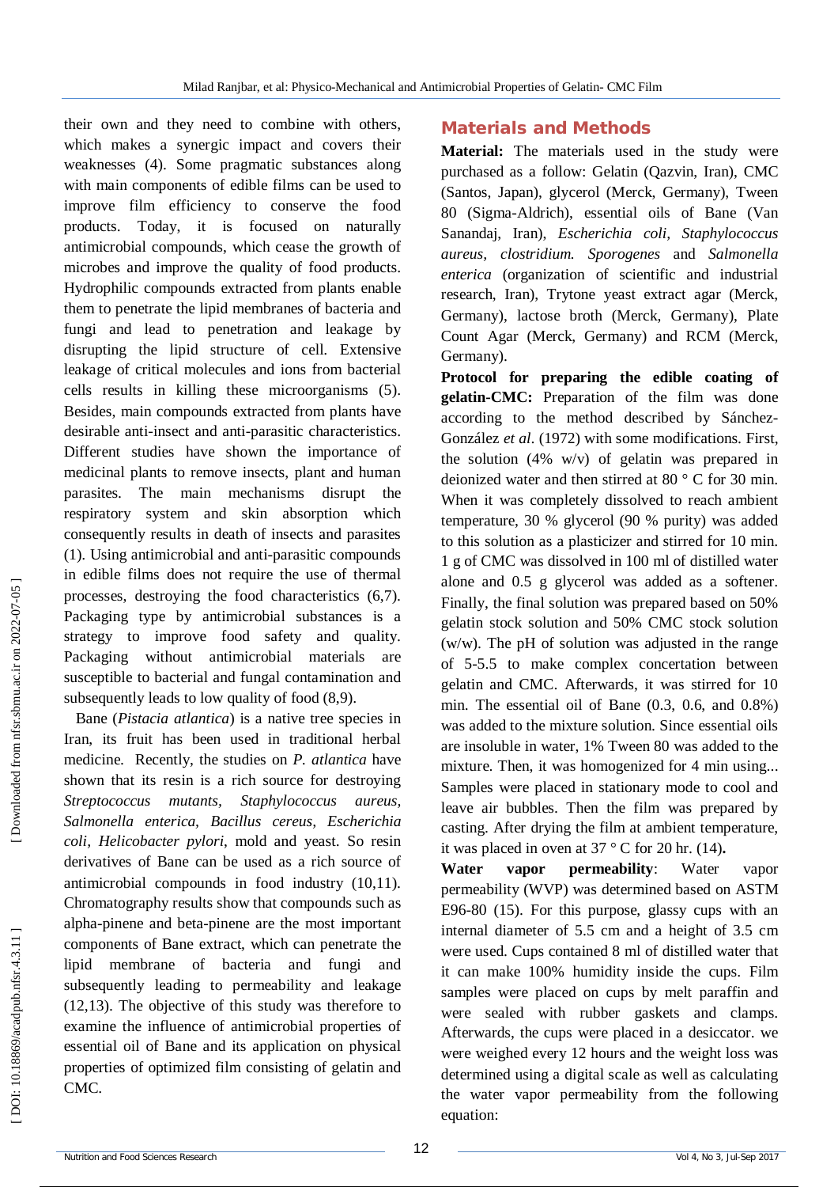their own and they need to combine with others, which makes a synergic impact and covers their weaknesses (4). Some pragmatic substances along with main components of edible films can be used to improve film efficiency to conserve the food products. Today, it is focused on naturally antimicrobial compounds, which cease the growth of microbes and improve the quality of food products. Hydrophilic compounds extracted from plants enable them to penetrate the lipid membranes of bacteria and fungi and lead to penetration and leakage by disrupting the lipid structure of cell. Extensive leakage of critical molecules and ions from bacterial cells results in killing these microorganisms (5). Besides, main compounds extracted from plants have desirable anti-insect and anti-parasitic characteristics. Different studies have shown the importance of medicinal plants to remove insects, plant and human parasites. The main mechanisms disrupt the respiratory system and skin absorption which consequently results in death of insects and parasites (1). Using antimicrobial and anti-parasitic compounds in edible films does not require the use of thermal processes, destroying the food characteristics (6,7). Packaging type by antimicrobial substances is a strategy to improve food safety and quality. Packaging without antimicrobial materials are susceptible to bacterial and fungal contamination and subsequently leads to low quality of food (8,9).

Bane (*Pistacia atlantica*) is a native tree species in Iran, its fruit has been used in traditional herbal medicine. Recently, the studies on *P. atlantica* have shown that its resin is a rich source for destroying *Streptococcus mutants, Staphylococcus aureus, Salmonella enterica, Bacillus cereus, Escherichia coli, Helicobacter pylori*, mold and yeast. So resin derivatives of Bane can be used as a rich source of antimicrobial compounds in food industry (10,11). Chromatography results show that compounds such as alpha-pinene and beta-pinene are the most important components of Bane extract, which can penetrate the lipid membrane of bacteria and fungi and subsequently leading to permeability and leakage (12,13). The objective of this study was therefore to examine the influence of antimicrobial properties of essential oil of Bane and its application on physical properties of optimized film consisting of gelatin and CMC.

## Materials and Methods

**Material:** The materials used in the study were purchased as a follow: Gelatin (Qazvin, Iran), CMC (Santos, Japan), glycerol (Merck, Germany), Tween 80 (Sigma-Aldrich), essential oils of Bane (Van Sanandaj, Iran), *Escherichia coli, Staphylococcus aureus, clostridium. Sporogenes* and *Salmonella enterica* (organization of scientific and industrial research, Iran), Trytone yeast extract agar (Merck, Germany), lactose broth (Merck, Germany), Plate Count Agar (Merck, Germany) and RCM (Merck, Germany).

**Protocol for preparing the edible coating of gelatin-CMC:** Preparation of the film was done according to the method described by Sánchez-González *et al*. (1972) with some modifications. First, the solution (4% w/v) of gelatin was prepared in deionized water and then stirred at 80 ° C for 30 min. When it was completely dissolved to reach ambient temperature, 30 % glycerol (90 % purity) was added to this solution as a plasticizer and stirred for 10 min. 1 g of CMC was dissolved in 100 ml of distilled water alone and 0.5 g glycerol was added as a softener. Finally, the final solution was prepared based on 50% gelatin stock solution and 50% CMC stock solution (w/w). The pH of solution was adjusted in the range of 5-5.5 to make complex concertation between gelatin and CMC. Afterwards, it was stirred for 10 min. The essential oil of Bane (0.3, 0.6, and 0.8%) was added to the mixture solution. Since essential oils are insoluble in water, 1% Tween 80 was added to the mixture. Then, it was homogenized for 4 min using... Samples were placed in stationary mode to cool and leave air bubbles. Then the film was prepared by casting. After drying the film at ambient temperature, it was placed in oven at 37 ° C for 20 hr. (14)**.**

**Water vapor permeability**: Water vapor permeability (WVP) was determined based on ASTM E96-80 (15). For this purpose, glassy cups with an internal diameter of 5.5 cm and a height of 3.5 cm were used. Cups contained 8 ml of distilled water that it can make 100% humidity inside the cups. Film samples were placed on cups by melt paraffin and were sealed with rubber gaskets and clamps. Afterwards, the cups were placed in a desiccator. we were weighed every 12 hours and the weight loss was determined using a digital scale as well as calculating the water vapor permeability from the following equation: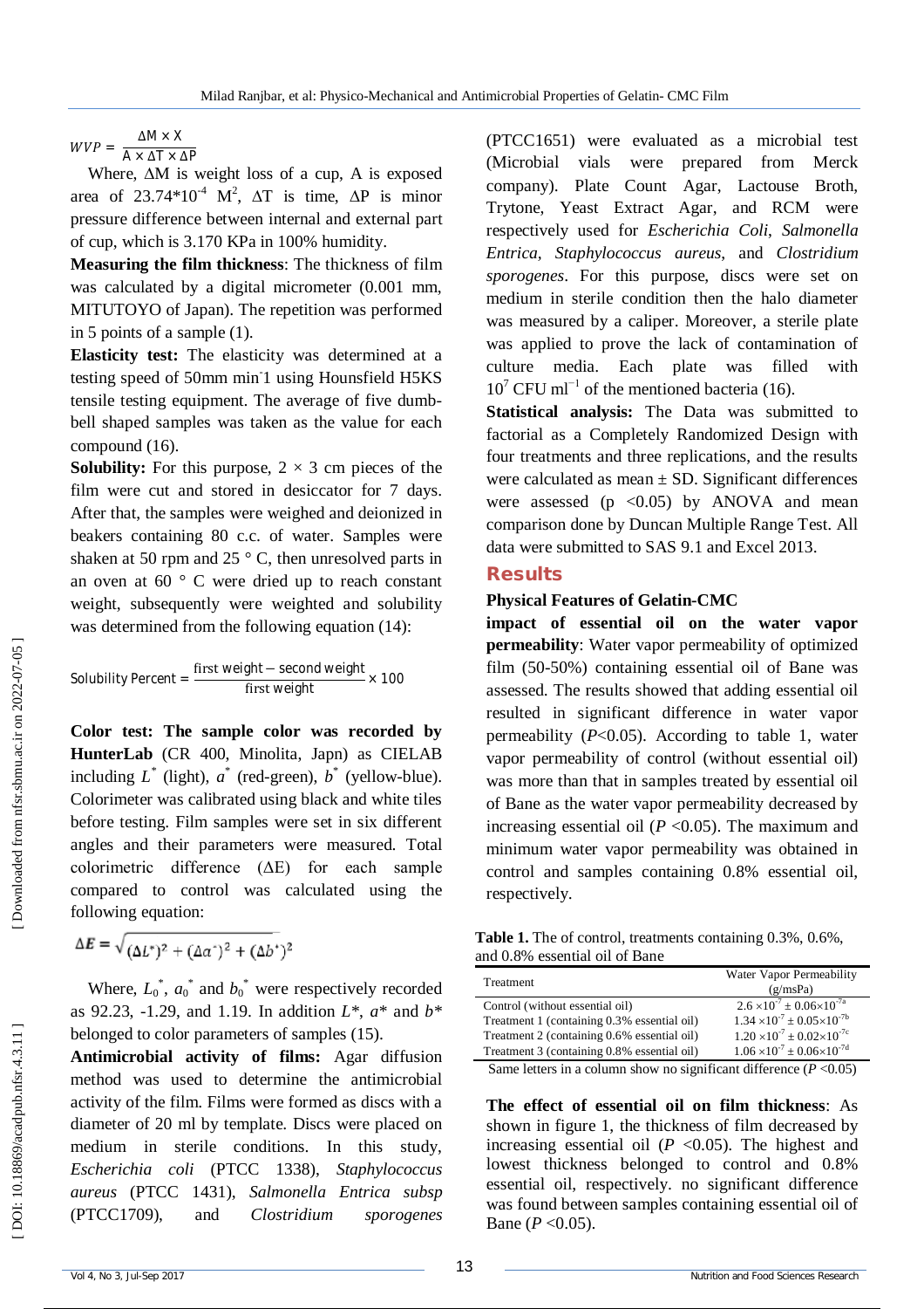$$WVP = \frac{\Delta M \times X}{A \times \Delta T \times \Delta P}$$

Where, ΔM is weight loss of a cup, A is exposed area of $23.74*10^{-4}$ $M^2$, ΔT is time, ΔP is minor pressure difference between internal and external part of cup, which is 3.170 KPa in 100% humidity.

**Measuring the film thickness**: The thickness of film was calculated by a digital micrometer (0.001 mm, MITUTOYO of Japan). The repetition was performed in 5 points of a sample (1).

**Elasticity test:** The elasticity was determined at a testing speed of 50mm $min^{-1}$ using Hounsfield H5KS tensile testing equipment. The average of five dumb-bell shaped samples was taken as the value for each compound (16).

**Solubility:** For this purpose, 2 × 3 cm pieces of the film were cut and stored in desiccator for 7 days. After that, the samples were weighed and deionized in beakers containing 80 c.c. of water. Samples were shaken at 50 rpm and 25 ° C, then unresolved parts in an oven at 60 ° C were dried up to reach constant weight, subsequently were weighted and solubility was determined from the following equation (14):

$$\text{Solubility Percent} = \frac{\text{first weight} - \text{second weight}}{\text{first weight}} \times 100$$

**Color test: The sample color was recorded by HunterLab** (CR 400, Minolita, Japn) as CIELAB including $L^*$ (light), $a^*$ (red-green), $b^*$ (yellow-blue). Colorimeter was calibrated using black and white tiles before testing. Film samples were set in six different angles and their parameters were measured. Total colorimetric difference (ΔE) for each sample compared to control was calculated using the following equation:

$$\Delta E = \sqrt{(\Delta L^*)^2 + (\Delta a^*)^2 + (\Delta b^*)^2}$$

Where, $L_0^*$, $a_0^*$ and $b_0^*$ were respectively recorded as 92.23, -1.29, and 1.19. In addition $L^*$, $a^*$ and $b^*$ belonged to color parameters of samples (15).

**Antimicrobial activity of films:** Agar diffusion method was used to determine the antimicrobial activity of the film. Films were formed as discs with a diameter of 20 ml by template. Discs were placed on medium in sterile conditions. In this study, *Escherichia coli* (PTCC 1338), *Staphylococcus aureus* (PTCC 1431), *Salmonella Entrica subsp* (PTCC1709), and *Clostridium sporogenes* (PTCC1651) were evaluated as a microbial test (Microbial vials were prepared from Merck company). Plate Count Agar, Lactouse Broth, Trytone, Yeast Extract Agar, and RCM were respectively used for *Escherichia Coli*, *Salmonella Entrica*, *Staphylococcus aureus*, and *Clostridium sporogenes*. For this purpose, discs were set on medium in sterile condition then the halo diameter was measured by a caliper. Moreover, a sterile plate was applied to prove the lack of contamination of culture media. Each plate was filled with $10^7$ CFU $ml^{-1}$ of the mentioned bacteria (16).

**Statistical analysis:** The Data was submitted to factorial as a Completely Randomized Design with four treatments and three replications, and the results were calculated as mean ± SD. Significant differences were assessed ($p < 0.05$) by ANOVA and mean comparison done by Duncan Multiple Range Test. All data were submitted to SAS 9.1 and Excel 2013.

## Results

### Physical Features of Gelatin-CMC

**impact of essential oil on the water vapor permeability**: Water vapor permeability of optimized film (50-50%) containing essential oil of Bane was assessed. The results showed that adding essential oil resulted in significant difference in water vapor permeability ($P<0.05$). According to table 1, water vapor permeability of control (without essential oil) was more than that in samples treated by essential oil of Bane as the water vapor permeability decreased by increasing essential oil ($P<0.05$). The maximum and minimum water vapor permeability was obtained in control and samples containing 0.8% essential oil, respectively.

**Table 1.** The of control, treatments containing 0.3%, 0.6%, and 0.8% essential oil of Bane

| Treatment | Water Vapor Permeability (g/msPa) |
|---|---|
| Control (without essential oil) | $2.6 \times 10^{-7} \pm 0.06 \times 10^{-7a}$ |
| Treatment 1 (containing 0.3% essential oil) | $1.34 \times 10^{-7} \pm 0.05 \times 10^{-7b}$ |
| Treatment 2 (containing 0.6% essential oil) | $1.20 \times 10^{-7} \pm 0.02 \times 10^{-7c}$ |
| Treatment 3 (containing 0.8% essential oil) | $1.06 \times 10^{-7} \pm 0.06 \times 10^{-7d}$ |

Same letters in a column show no significant difference ($P<0.05$)

**The effect of essential oil on film thickness**: As shown in figure 1, the thickness of film decreased by increasing essential oil ($P<0.05$). The highest and lowest thickness belonged to control and 0.8% essential oil, respectively. no significant difference was found between samples containing essential oil of Bane ($P<0.05$).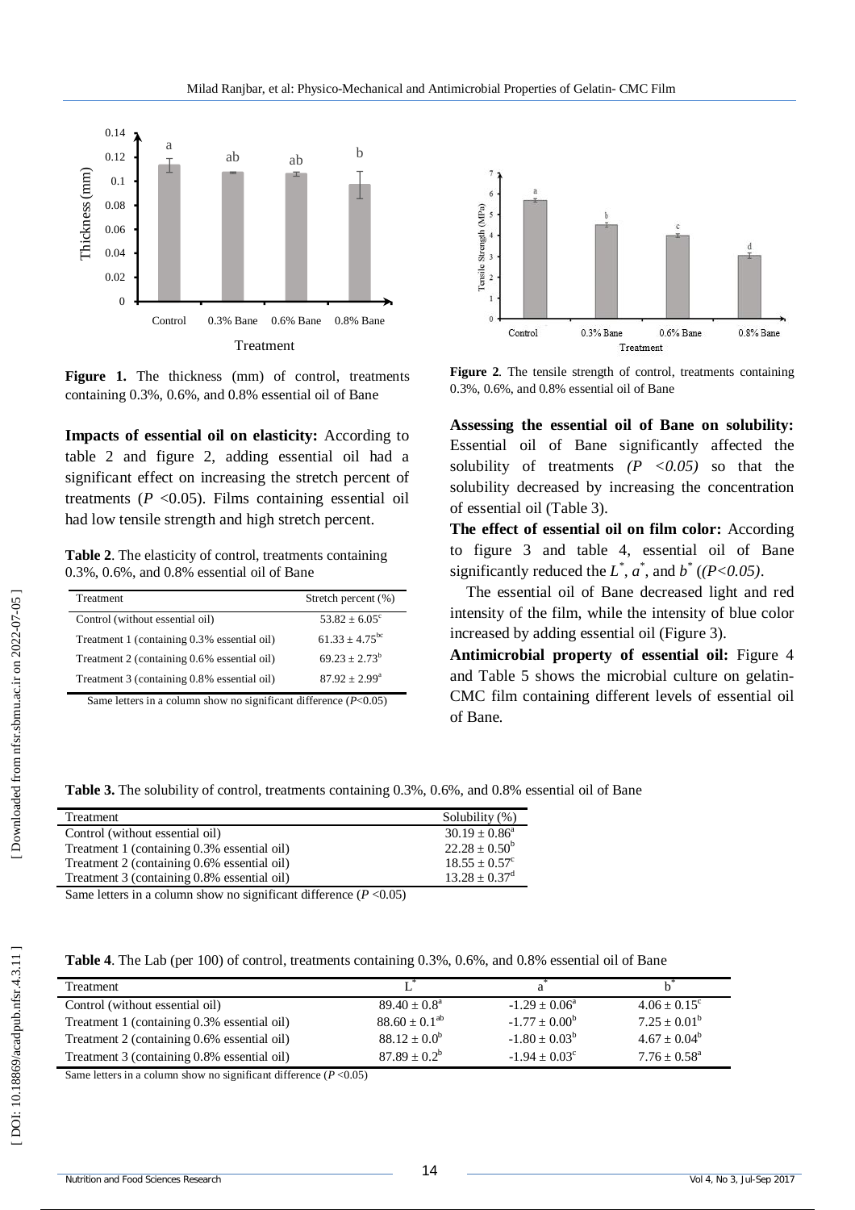Figure 1. The thickness (mm) of control, treatments containing 0.3%, 0.6%, and 0.8% essential oil of Bane

**Impacts of essential oil on elasticity:** According to table 2 and figure 2, adding essential oil had a significant effect on increasing the stretch percent of treatments ($P$ <0.05). Films containing essential oil had low tensile strength and high stretch percent.

**Table 2**. The elasticity of control, treatments containing 0.3%, 0.6%, and 0.8% essential oil of Bane

| Treatment | Stretch percent (%) |
|---|---|
| Control (without essential oil) | $53.82 \pm 6.05^{c}$ |
| Treatment 1 (containing 0.3% essential oil) | $61.33 \pm 4.75^{bc}$ |
| Treatment 2 (containing 0.6% essential oil) | $69.23 \pm 2.73^{b}$ |
| Treatment 3 (containing 0.8% essential oil) | $87.92 \pm 2.99^{a}$ |

Same letters in a column show no significant difference ($P$<0.05)

**Figure 2**. The tensile strength of control, treatments containing 0.3%, 0.6%, and 0.8% essential oil of Bane

**Assessing the essential oil of Bane on solubility:** Essential oil of Bane significantly affected the solubility of treatments *($P$ <0.05)* so that the solubility decreased by increasing the concentration of essential oil (Table 3).

**The effect of essential oil on film color:** According to figure 3 and table 4, essential oil of Bane significantly reduced the $L^*$, $a^*$, and $b^*$ (($P$<0.05).

The essential oil of Bane decreased light and red intensity of the film, while the intensity of blue color increased by adding essential oil (Figure 3).

**Antimicrobial property of essential oil:** Figure 4 and Table 5 shows the microbial culture on gelatin-CMC film containing different levels of essential oil of Bane.

**Table 3.** The solubility of control, treatments containing 0.3%, 0.6%, and 0.8% essential oil of Bane

| Treatment | Solubility (%) |
|---|---|
| Control (without essential oil) | $30.19 \pm 0.86^{a}$ |
| Treatment 1 (containing 0.3% essential oil) | $22.28 \pm 0.50^{b}$ |
| Treatment 2 (containing 0.6% essential oil) | $18.55 \pm 0.57^{c}$ |
| Treatment 3 (containing 0.8% essential oil) | $13.28 \pm 0.37^{d}$ |

Same letters in a column show no significant difference ($P$ <0.05)

**Table 4**. The Lab (per 100) of control, treatments containing 0.3%, 0.6%, and 0.8% essential oil of Bane

| Treatment | $L^*$ | $a^*$ | $b^*$ |
|---|---|---|---|
| Control (without essential oil) | $89.40 \pm 0.8^{a}$ | $-1.29 \pm 0.06^{a}$ | $4.06 \pm 0.15^{c}$ |
| Treatment 1 (containing 0.3% essential oil) | $88.60 \pm 0.1^{ab}$ | $-1.77 \pm 0.00^{b}$ | $7.25 \pm 0.01^{b}$ |
| Treatment 2 (containing 0.6% essential oil) | $88.12 \pm 0.0^{b}$ | $-1.80 \pm 0.03^{b}$ | $4.67 \pm 0.04^{b}$ |
| Treatment 3 (containing 0.8% essential oil) | $87.89 \pm 0.2^{b}$ | $-1.94 \pm 0.03^{c}$ | $7.76 \pm 0.58^{a}$ |

Same letters in a column show no significant difference ($P$ <0.05)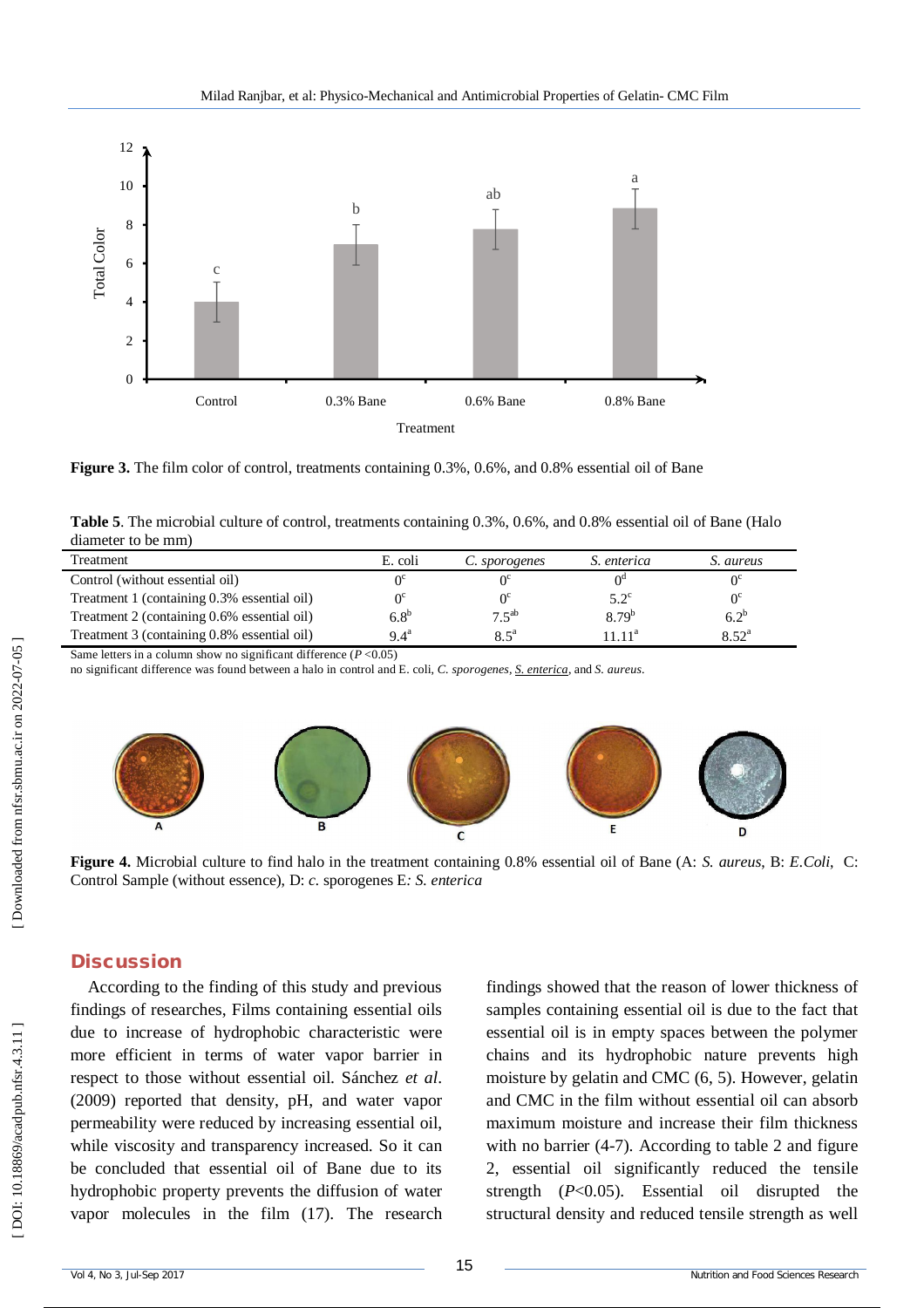Figure 3. The film color of control, treatments containing 0.3%, 0.6%, and 0.8% essential oil of Bane

**Table 5**. The microbial culture of control, treatments containing 0.3%, 0.6%, and 0.8% essential oil of Bane (Halo diameter to be mm)

| Treatment | E. coli | *C. sporogenes* | *S. enterica* | *S. aureus* |
|---|---|---|---|---|
| Control (without essential oil) | $0^{c}$ | $0^{c}$ | $0^{d}$ | $0^{c}$ |
| Treatment 1 (containing 0.3% essential oil) | $0^{c}$ | $0^{c}$ | $5.2^{c}$ | $0^{c}$ |
| Treatment 2 (containing 0.6% essential oil) | $6.8^{b}$ | $7.5^{ab}$ | $8.79^{b}$ | $6.2^{b}$ |
| Treatment 3 (containing 0.8% essential oil) | $9.4^{a}$ | $8.5^{a}$ | $11.11^{a}$ | $8.52^{a}$ |

Same letters in a column show no significant difference ($P$ <0.05)
no significant difference was found between a halo in control and E. coli, *C. sporogenes*, *S. enterica*, and *S. aureus*.

**Figure 4.** Microbial culture to find halo in the treatment containing 0.8% essential oil of Bane (A: *S. aureus*, B: *E.Coli*, C: Control Sample (without essence), D: *c.* sporogenes E*: S. enterica*

## Discussion

According to the finding of this study and previous findings of researches, Films containing essential oils due to in terms of hydrophobic characteristic were more efficient in terms of water vapor barrier in respect to those without essential oil. Sánchez *et al*. (2009) reported that density, pH, and water vapor permeability were reduced by increasing essential oil, while viscosity and transparency increased. So it can be concluded that essential oil of Bane due to its hydrophobic property prevents the diffusion of water vapor molecules in the film (17). The research findings showed that the reason of lower thickness of samples containing essential oil is due to the fact that essential oil is in empty spaces between the polymer chains and its hydrophobic nature prevents high moisture by gelatin and CMC (6, 5). However, gelatin and CMC in the film without essential oil can absorb maximum moisture and increase their film thickness with no barrier (4-7). According to table 2 and figure 2, essential oil significantly reduced the tensile strength ($P$<0.05). Essential oil disrupted the structural density and reduced tensile strength as well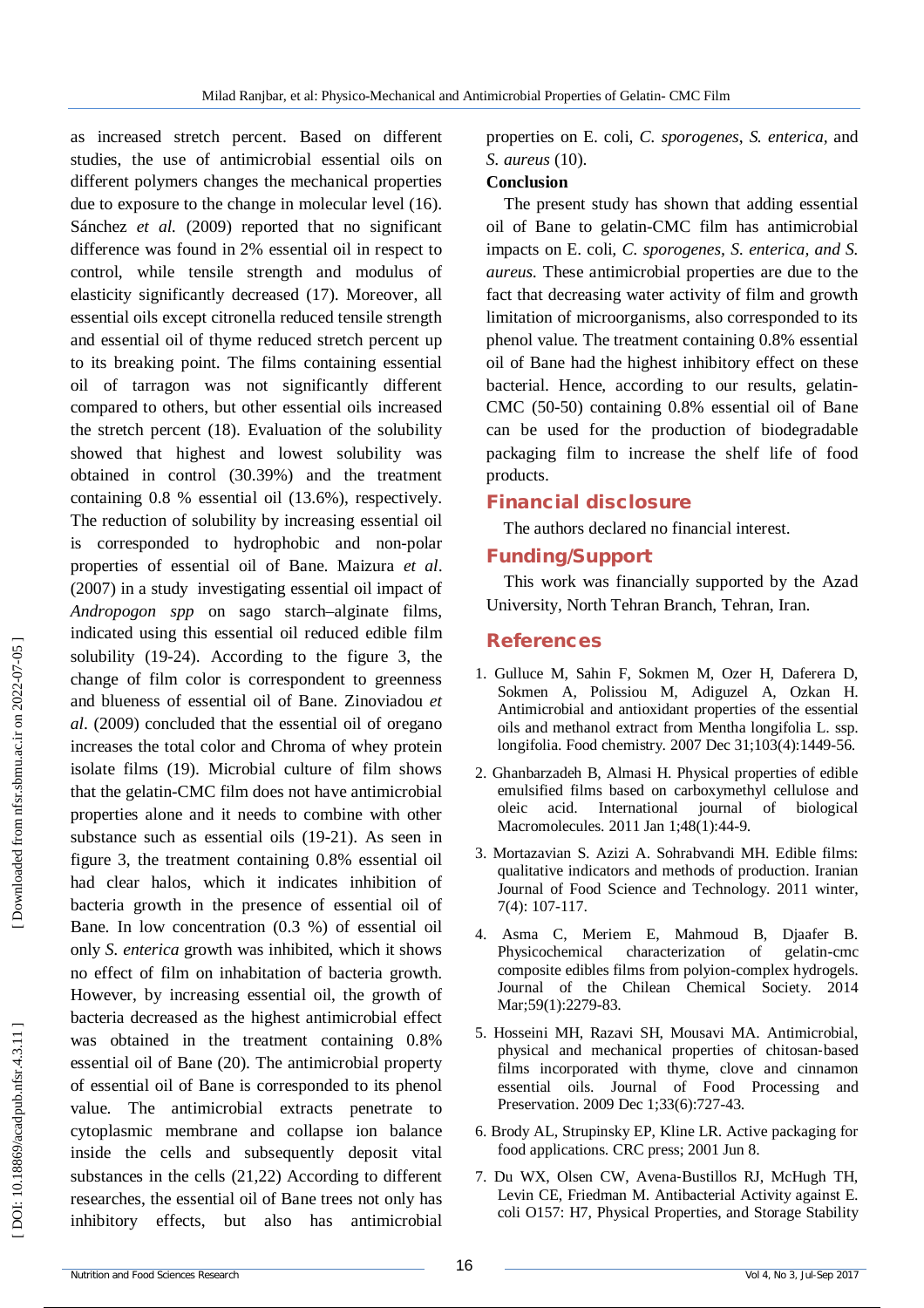as increased stretch percent. Based on different studies, the use of antimicrobial essential oils on different polymers changes the mechanical properties due to exposure to the change in molecular level (16). Sánchez *et al.* (2009) reported that no significant difference was found in 2% essential oil in respect to control, while tensile strength and modulus of elasticity significantly decreased (17). Moreover, all essential oils except citronella reduced tensile strength and essential oil of thyme reduced stretch percent up to its breaking point. The films containing essential oil of tarragon was not significantly different compared to others, but other essential oils increased the stretch percent (18). Evaluation of the solubility showed that highest and lowest solubility was obtained in control (30.39%) and the treatment containing 0.8 % essential oil (13.6%), respectively. The reduction of solubility by increasing essential oil is corresponded to hydrophobic and non-polar properties of essential oil of Bane. Maizura *et al*. (2007) in a study investigating essential oil impact of *Andropogon spp* on sago starch–alginate films, indicated using this essential oil reduced edible film solubility (19-24). According to the figure 3, the change of film color is correspondent to greenness and blueness of essential oil of Bane. Zinoviadou *et al*. (2009) concluded that the essential oil of oregano increases the total color and Chroma of whey protein isolate films (19). Microbial culture of film shows that the gelatin-CMC film does not have antimicrobial properties alone and it needs to combine with other substance such as essential oils (19-21). As seen in figure 3, the treatment containing 0.8% essential oil had clear halos, which it indicates inhibition of bacteria growth in the presence of essential oil of Bane. In low concentration (0.3 %) of essential oil only *S. enterica* growth was inhibited, which it shows no effect of film on inhabitation of bacteria growth. However, by increasing essential oil, the growth of bacteria decreased as the highest antimicrobial effect was obtained in the treatment containing 0.8% essential oil of Bane (20). The antimicrobial property of essential oil of Bane is corresponded to its phenol value. The antimicrobial extracts penetrate to cytoplasmic membrane and collapse ion balance inside the cells and subsequently deposit vital substances in the cells (21,22) According to different researches, the essential oil of Bane trees not only has inhibitory effects, but also has antimicrobial properties on E. coli, *C. sporogenes*, *S. enterica*, and *S. aureus* (10).

**Conclusion**

The present study has shown that adding essential oil of Bane to gelatin-CMC film has antimicrobial impacts on E. coli, *C. sporogenes, S. enterica, and S. aureus.* These antimicrobial properties are due to the fact that decreasing water activity of film and growth limitation of microorganisms, also corresponded to its phenol value. The treatment containing 0.8% essential oil of Bane had the highest inhibitory effect on these bacterial. Hence, according to our results, gelatin-CMC (50-50) containing 0.8% essential oil of Bane can be used for the production of biodegradable packaging film to increase the shelf life of food products.

## Financial disclosure

The authors declared no financial interest.

## Funding/Support

This work was financially supported by the Azad University, North Tehran Branch, Tehran, Iran.

## References

1. Gulluce M, Sahin F, Sokmen M, Ozer H, Daferera D, Sokmen A, Polissiou M, Adiguzel A, Ozkan H. Antimicrobial and antioxidant properties of the essential oils and methanol extract from Mentha longifolia L. ssp. longifolia. Food chemistry. 2007 Dec 31;103(4):1449-56.
2. Ghanbarzadeh B, Almasi H. Physical properties of edible emulsified films based on carboxymethyl cellulose and oleic acid. International journal of biological Macromolecules. 2011 Jan 1;48(1):44-9.
3. Mortazavian S. Azizi A. Sohrabvandi MH. Edible films: qualitative indicators and methods of production. Iranian Journal of Food Science and Technology. 2011 winter, 7(4): 107-117.
4. Asma C, Meriem E, Mahmoud B, Djaafer B. Physicochemical characterization of gelatin-cmc composite edibles films from polyion-complex hydrogels. Journal of the Chilean Chemical Society. 2014 Mar;59(1):2279-83.
5. Hosseini MH, Razavi SH, Mousavi MA. Antimicrobial, physical and mechanical properties of chitosan-based films incorporated with thyme, clove and cinnamon essential oils. Journal of Food Processing and Preservation. 2009 Dec 1;33(6):727-43.
6. Brody AL, Strupinsky EP, Kline LR. Active packaging for food applications. CRC press; 2001 Jun 8.
7. Du WX, Olsen CW, Avena-Bustillos RJ, McHugh TH, Levin CE, Friedman M. Antibacterial Activity against E. coli O157: H7, Physical Properties, and Storage Stability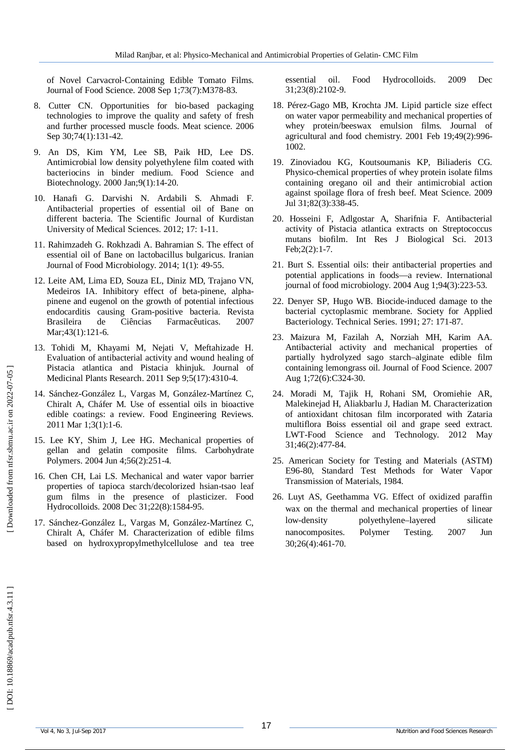of Novel Carvacrol-Containing Edible Tomato Films. Journal of Food Science. 2008 Sep 1;73(7):M378-83.

8. Cutter CN. Opportunities for bio-based packaging technologies to improve the quality and safety of fresh and further processed muscle foods. Meat science. 2006 Sep 30;74(1):131-42.

9. An DS, Kim YM, Lee SB, Paik HD, Lee DS. Antimicrobial low density polyethylene film coated with bacteriocins in binder medium. Food Science and Biotechnology. 2000 Jan;9(1):14-20.

10. Hanafi G. Darvishi N. Ardabili S. Ahmadi F. Antibacterial properties of essential oil of Bane on different bacteria. The Scientific Journal of Kurdistan University of Medical Sciences. 2012; 17: 1-11.

11. Rahimzadeh G. Rokhzadi A. Bahramian S. The effect of essential oil of Bane on lactobacillus bulgaricus. Iranian Journal of Food Microbiology. 2014; 1(1): 49-55.

12. Leite AM, Lima ED, Souza EL, Diniz MD, Trajano VN, Medeiros IA. Inhibitory effect of beta-pinene, alpha-pinene and eugenol on the growth of potential infectious endocarditis causing Gram-positive bacteria. Revista Brasileira de Ciências Farmacêuticas. 2007 Mar;43(1):121-6.

13. Tohidi M, Khayami M, Nejati V, Meftahizade H. Evaluation of antibacterial activity and wound healing of Pistacia atlantica and Pistacia khinjuk. Journal of Medicinal Plants Research. 2011 Sep 9;5(17):4310-4.

14. Sánchez-González L, Vargas M, González-Martínez C, Chiralt A, Cháfer M. Use of essential oils in bioactive edible coatings: a review. Food Engineering Reviews. 2011 Mar 1;3(1):1-6.

15. Lee KY, Shim J, Lee HG. Mechanical properties of gellan and gelatin composite films. Carbohydrate Polymers. 2004 Jun 4;56(2):251-4.

16. Chen CH, Lai LS. Mechanical and water vapor barrier properties of tapioca starch/decolorized hsian-tsao leaf gum films in the presence of plasticizer. Food Hydrocolloids. 2008 Dec 31;22(8):1584-95.

17. Sánchez-González L, Vargas M, González-Martínez C, Chiralt A, Cháfer M. Characterization of edible films based on hydroxypropylmethylcellulose and tea tree essential oil. Food Hydrocolloids. 2009 Dec 31;23(8):2102-9.

18. Pérez-Gago MB, Krochta JM. Lipid particle size effect on water vapor permeability and mechanical properties of whey protein/beeswax emulsion films. Journal of agricultural and food chemistry. 2001 Feb 19;49(2):996-1002.

19. Zinoviadou KG, Koutsoumanis KP, Biliaderis CG. Physico-chemical properties of whey protein isolate films containing oregano oil and their antimicrobial action against spoilage flora of fresh beef. Meat Science. 2009 Jul 31;82(3):338-45.

20. Hosseini F, Adlgostar A, Sharifnia F. Antibacterial activity of Pistacia atlantica extracts on Streptococcus mutans biofilm. Int Res J Biological Sci. 2013 Feb;2(2):1-7.

21. Burt S. Essential oils: their antibacterial properties and potential applications in foods—a review. International journal of food microbiology. 2004 Aug 1;94(3):223-53.

22. Denyer SP, Hugo WB. Biocide-induced damage to the bacterial cyctoplasmic membrane. Society for Applied Bacteriology. Technical Series. 1991; 27: 171-87.

23. Maizura M, Fazilah A, Norziah MH, Karim AA. Antibacterial activity and mechanical properties of partially hydrolyzed sago starch–alginate edible film containing lemongrass oil. Journal of Food Science. 2007 Aug 1;72(6):C324-30.

24. Moradi M, Tajik H, Rohani SM, Oromiehie AR, Malekinejad H, Aliakbarlu J, Hadian M. Characterization of antioxidant chitosan film incorporated with Zataria multiflora Boiss essential oil and grape seed extract. LWT-Food Science and Technology. 2012 May 31;46(2):477-84.

25. American Society for Testing and Materials (ASTM) E96-80, Standard Test Methods for Water Vapor Transmission of Materials, 1984.

26. Luyt AS, Geethamma VG. Effect of oxidized paraffin wax on the thermal and mechanical properties of linear low-density polyethylene–layered silicate nanocomposites. Polymer Testing. 2007 Jun 30;26(4):461-70.